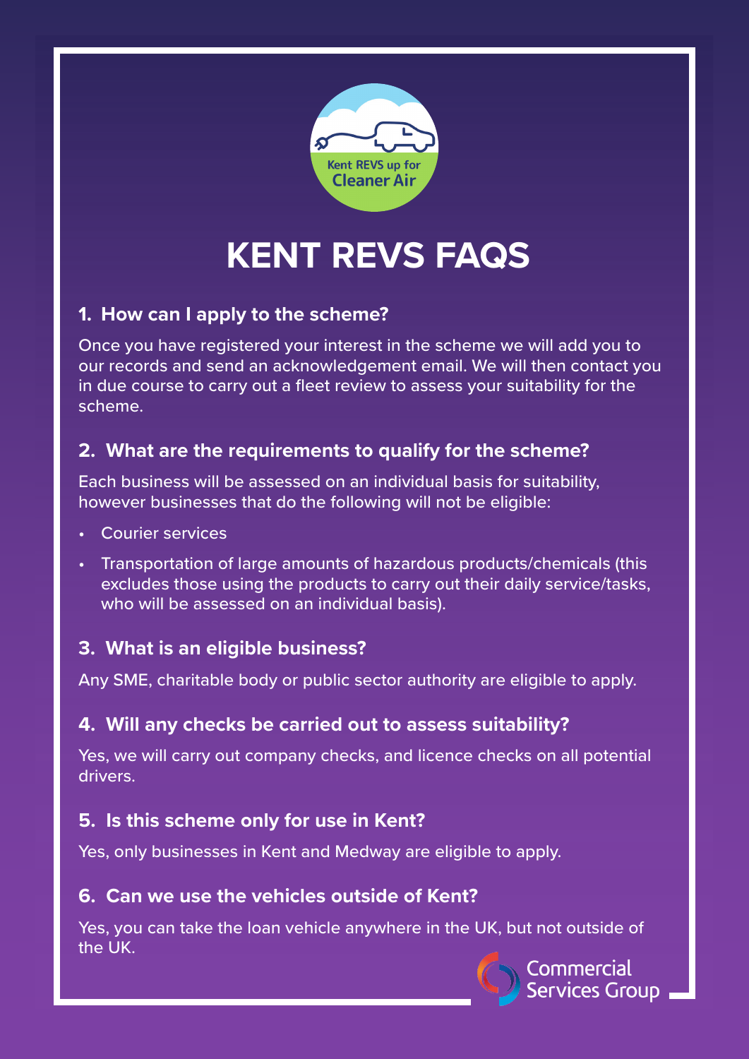Kent REVS up for Cleaner Air

# KENT REVS FAQS

### 1. How can I apply to the scheme?

Once you have registered your interest in the scheme we will add you to our records and send an acknowledgement email. We will then contact you in due course to carry out a fleet review to assess your suitability for the scheme.

### 2. What are the requirements to qualify for the scheme?

Each business will be assessed on an individual basis for suitability, however businesses that do the following will not be eligible:

- Courier services
- Transportation of large amounts of hazardous products/chemicals (this excludes those using the products to carry out their daily service/tasks, who will be assessed on an individual basis).

### 3. What is an eligible business?

Any SME, charitable body or public sector authority are eligible to apply.

### 4. Will any checks be carried out to assess suitability?

Yes, we will carry out company checks, and licence checks on all potential drivers.

### 5. Is this scheme only for use in Kent?

Yes, only businesses in Kent and Medway are eligible to apply.

### 6. Can we use the vehicles outside of Kent?

Yes, you can take the loan vehicle anywhere in the UK, but not outside of the UK.

Commercial Services Group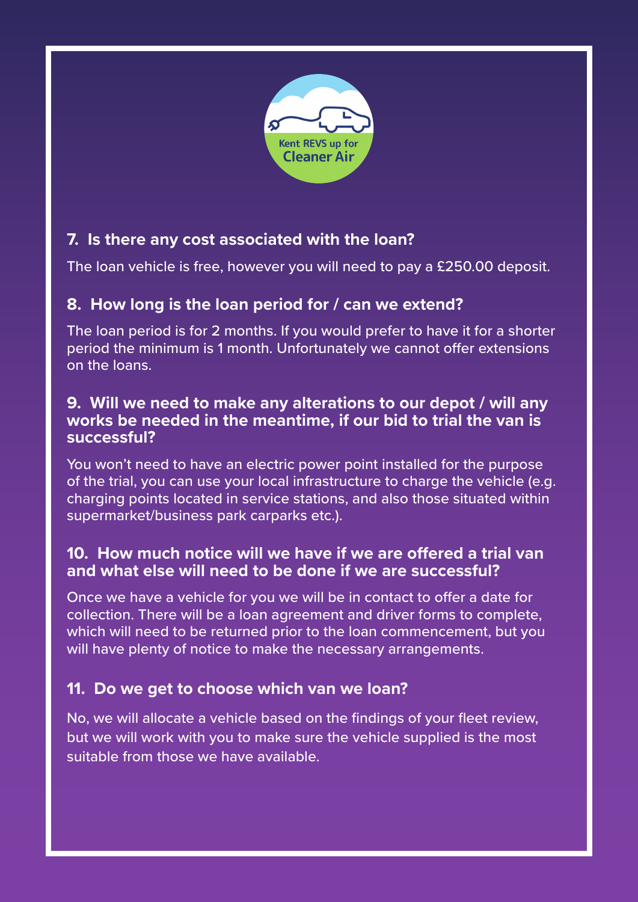Kent REVS up for Cleaner Air

## 7. Is there any cost associated with the loan?

The loan vehicle is free, however you will need to pay a £250.00 deposit.

## 8. How long is the loan period for / can we extend?

The loan period is for 2 months. If you would prefer to have it for a shorter period the minimum is 1 month. Unfortunately we cannot offer extensions on the loans.

## 9. Will we need to make any alterations to our depot / will any works be needed in the meantime, if our bid to trial the van is successful?

You won't need to have an electric power point installed for the purpose of the trial, you can use your local infrastructure to charge the vehicle (e.g. charging points located in service stations, and also those situated within supermarket/business park carparks etc.).

## 10. How much notice will we have if we are offered a trial van and what else will need to be done if we are successful?

Once we have a vehicle for you we will be in contact to offer a date for collection. There will be a loan agreement and driver forms to complete, which will need to be returned prior to the loan commencement, but you will have plenty of notice to make the necessary arrangements.

## 11. Do we get to choose which van we loan?

No, we will allocate a vehicle based on the findings of your fleet review, but we will work with you to make sure the vehicle supplied is the most suitable from those we have available.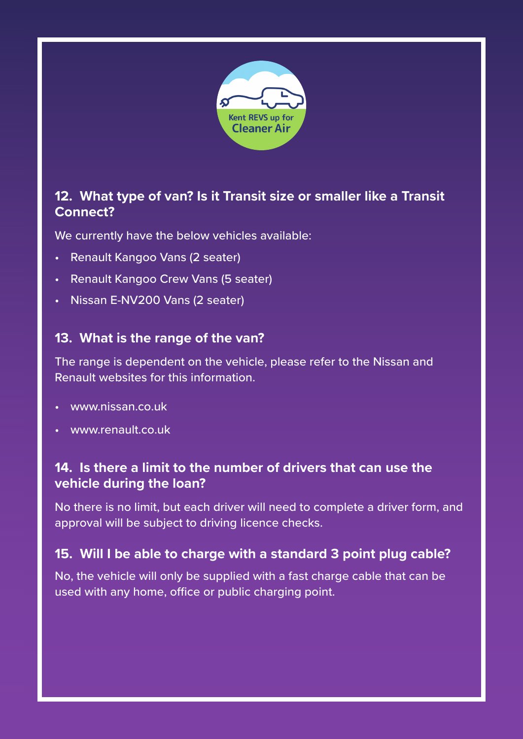## 12. What type of van? Is it Transit size or smaller like a Transit Connect?

We currently have the below vehicles available:

- Renault Kangoo Vans (2 seater)
- Renault Kangoo Crew Vans (5 seater)
- Nissan E-NV200 Vans (2 seater)

## 13. What is the range of the van?

The range is dependent on the vehicle, please refer to the Nissan and Renault websites for this information.

- www.nissan.co.uk
- www.renault.co.uk

## 14. Is there a limit to the number of drivers that can use the vehicle during the loan?

No there is no limit, but each driver will need to complete a driver form, and approval will be subject to driving licence checks.

## 15. Will I be able to charge with a standard 3 point plug cable?

No, the vehicle will only be supplied with a fast charge cable that can be used with any home, office or public charging point.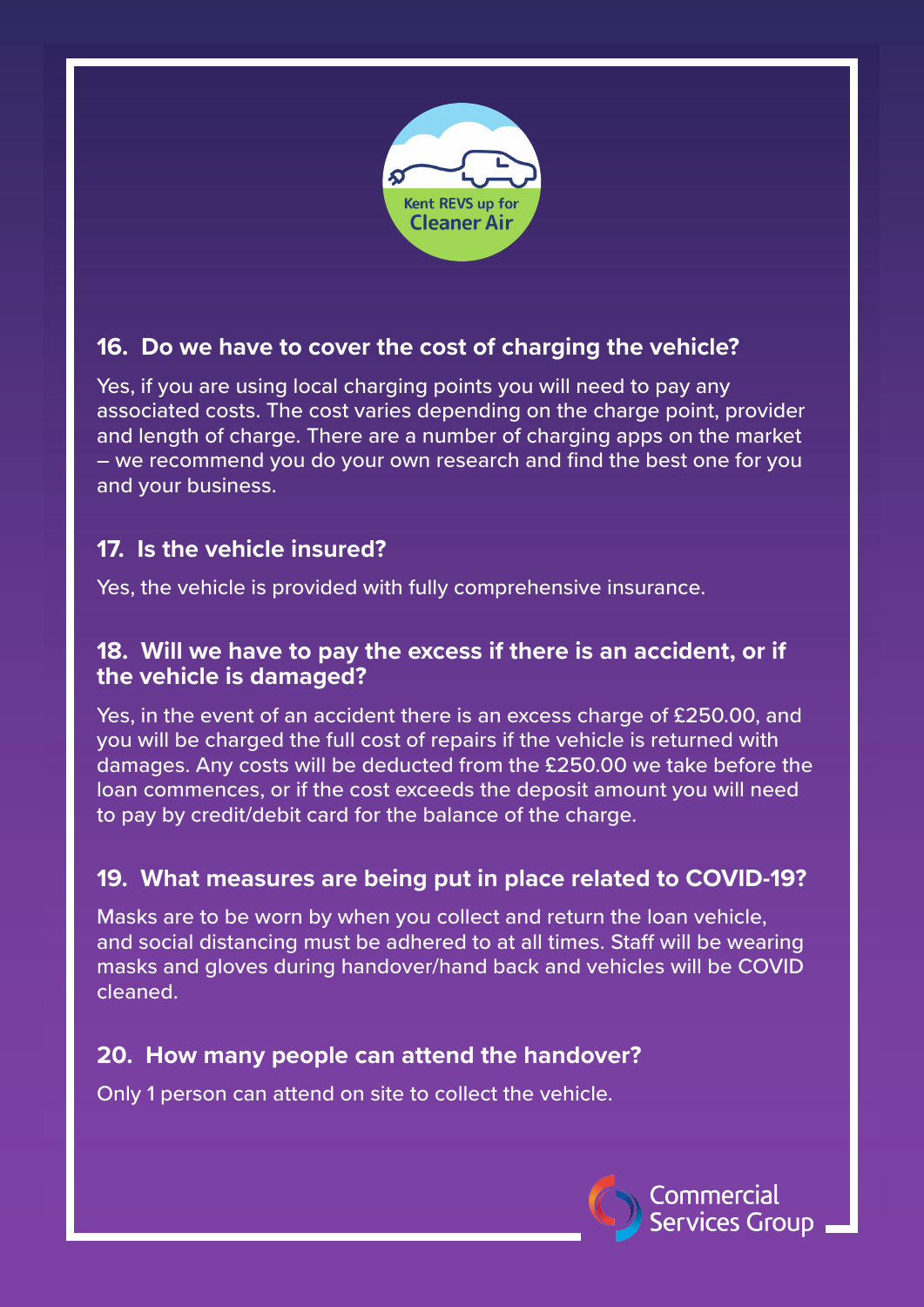## 16. Do we have to cover the cost of charging the vehicle?

Yes, if you are using local charging points you will need to pay any associated costs. The cost varies depending on the charge point, provider and length of charge. There are a number of charging apps on the market – we recommend you do your own research and find the best one for you and your business.

## 17. Is the vehicle insured?

Yes, the vehicle is provided with fully comprehensive insurance.

## 18. Will we have to pay the excess if there is an accident, or if the vehicle is damaged?

Yes, in the event of an accident there is an excess charge of £250.00, and you will be charged the full cost of repairs if the vehicle is returned with damages. Any costs will be deducted from the £250.00 we take before the loan commences, or if the cost exceeds the deposit amount you will need to pay by credit/debit card for the balance of the charge.

## 19. What measures are being put in place related to COVID-19?

Masks are to be worn by when you collect and return the loan vehicle, and social distancing must be adhered to at all times. Staff will be wearing masks and gloves during handover/hand back and vehicles will be COVID cleaned.

## 20. How many people can attend the handover?

Only 1 person can attend on site to collect the vehicle.